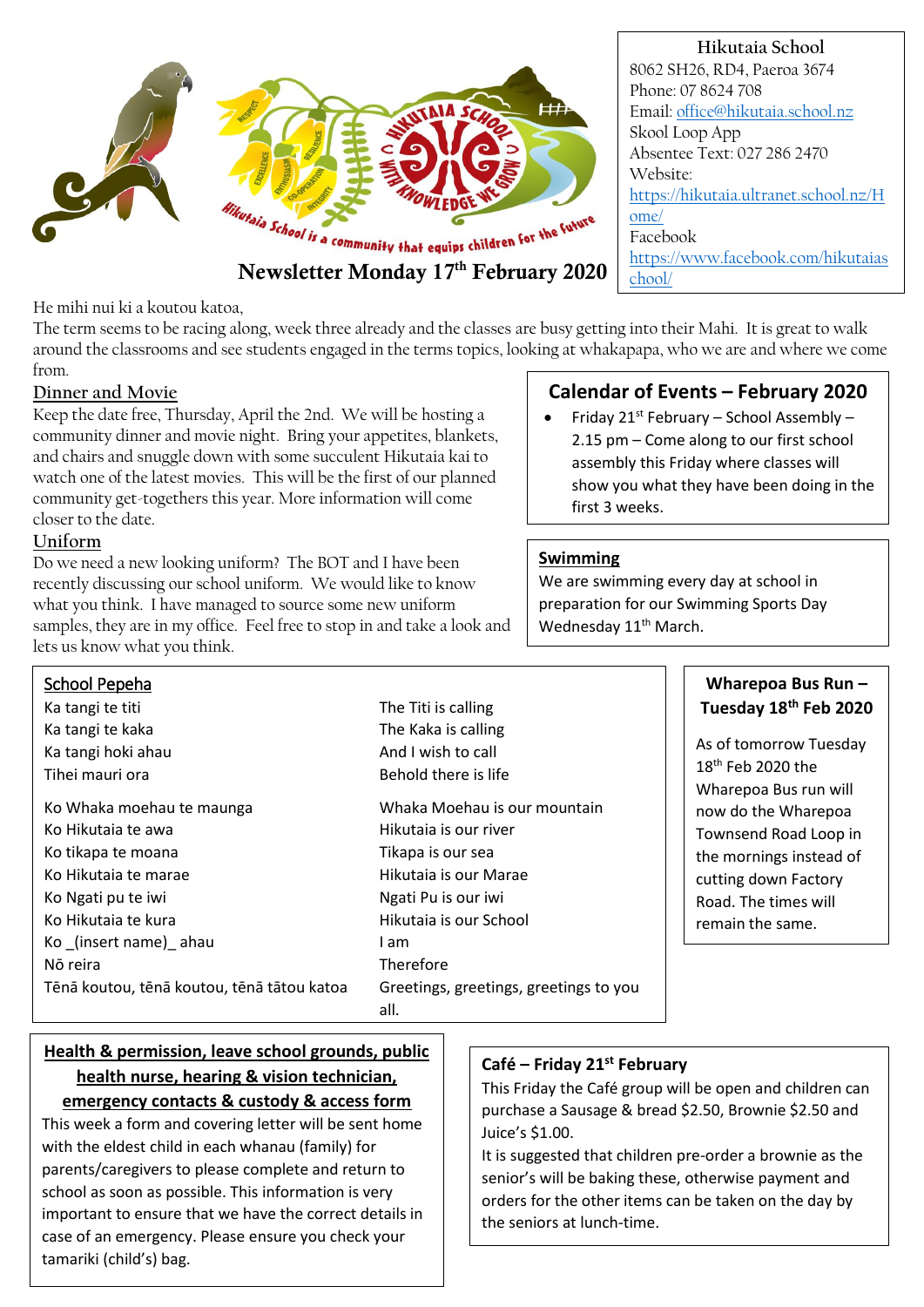Hikutaia School is a community that equips children for the future

# Newsletter Monday 17th February 2020

**Hikutaia School**
8062 SH26, RD4, Paeroa 3674
Phone: 07 8624 708
Email: office@hikutaia.school.nz
Skool Loop App
Absentee Text: 027 286 2470
Website:
https://hikutaia.ultranet.school.nz/Home/
Facebook
https://www.facebook.com/hikutaiaschool/

He mihi nui ki a koutou katoa,
The term seems to be racing along, week three already and the classes are busy getting into their Mahi. It is great to walk around the classrooms and see students engaged in the terms topics, looking at whakapapa, who we are and where we come from.

## Dinner and Movie

Keep the date free, Thursday, April the 2nd. We will be hosting a community dinner and movie night. Bring your appetites, blankets, and chairs and snuggle down with some succulent Hikutaia kai to watch one of the latest movies. This will be the first of our planned community get-togethers this year. More information will come closer to the date.

## Uniform

Do we need a new looking uniform? The BOT and I have been recently discussing our school uniform. We would like to know what you think. I have managed to source some new uniform samples, they are in my office. Feel free to stop in and take a look and lets us know what you think.

## Calendar of Events – February 2020

- Friday 21st February – School Assembly – 2.15 pm – Come along to our first school assembly this Friday where classes will show you what they have been doing in the first 3 weeks.

## Swimming

We are swimming every day at school in preparation for our Swimming Sports Day Wednesday 11th March.

## School Pepeha

| | |
|---|---|
| Ka tangi te titi | The Titi is calling |
| Ka tangi te kaka | The Kaka is calling |
| Ka tangi hoki ahau | And I wish to call |
| Tihei mauri ora | Behold there is life |
| Ko Whaka moehau te maunga | Whaka Moehau is our mountain |
| Ko Hikutaia te awa | Hikutaia is our river |
| Ko tikapa te moana | Tikapa is our sea |
| Ko Hikutaia te marae | Hikutaia is our Marae |
| Ko Ngati pu te iwi | Ngati Pu is our iwi |
| Ko Hikutaia te kura | Hikutaia is our School |
| Ko _(insert name)_ ahau | I am |
| Nō reira | Therefore |
| Tēnā koutou, tēnā koutou, tēnā tātou katoa | Greetings, greetings, greetings to you all. |

## Wharepoa Bus Run – Tuesday 18th Feb 2020

As of tomorrow Tuesday 18th Feb 2020 the Wharepoa Bus run will now do the Wharepoa Townsend Road Loop in the mornings instead of cutting down Factory Road. The times will remain the same.

## Health & permission, leave school grounds, public health nurse, hearing & vision technician, emergency contacts & custody & access form

This week a form and covering letter will be sent home with the eldest child in each whanau (family) for parents/caregivers to please complete and return to school as soon as possible. This information is very important to ensure that we have the correct details in case of an emergency. Please ensure you check your tamariki (child's) bag.

## Café – Friday 21st February

This Friday the Café group will be open and children can purchase a Sausage & bread $2.50, Brownie $2.50 and Juice's $1.00.
It is suggested that children pre-order a brownie as the senior's will be baking these, otherwise payment and orders for the other items can be taken on the day by the seniors at lunch-time.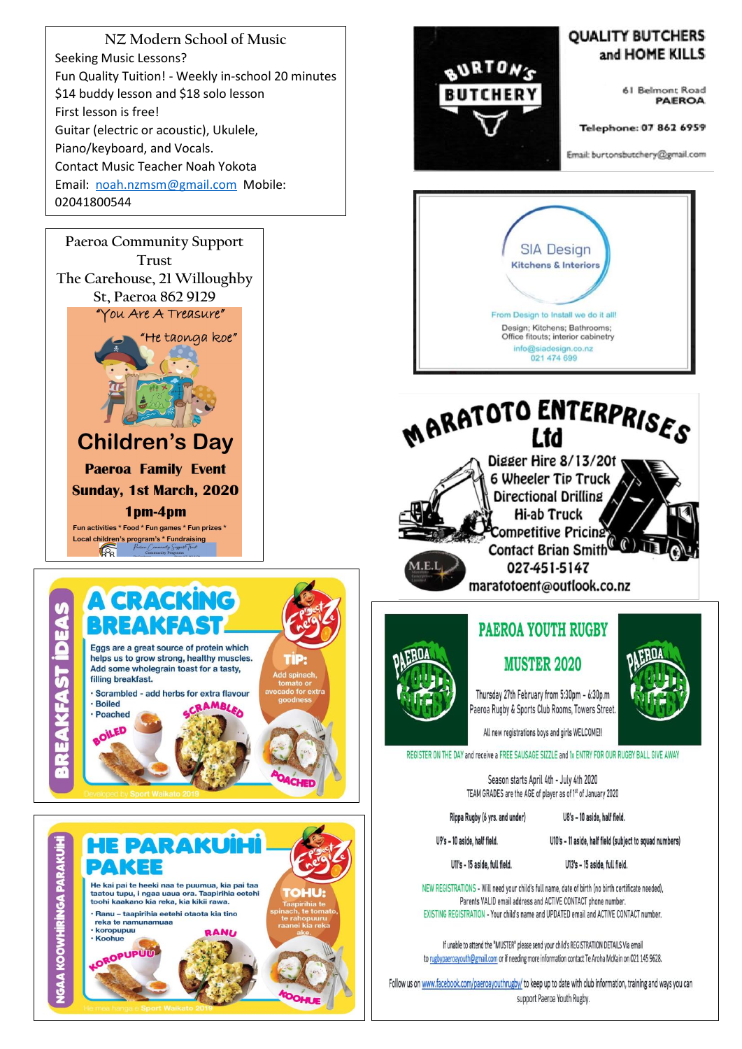## NZ Modern School of Music

Seeking Music Lessons?
Fun Quality Tuition! - Weekly in-school 20 minutes
$14 buddy lesson and $18 solo lesson
First lesson is free!
Guitar (electric or acoustic), Ukulele,
Piano/keyboard, and Vocals.
Contact Music Teacher Noah Yokota
Email: noah.nzmsm@gmail.com Mobile:
02041800544

## QUALITY BUTCHERS and HOME KILLS

BURTON'S BUTCHERY

61 Belmont Road
PAEROA

Telephone: 07 862 6959

Email: burtonsbutchery@gmail.com

## Paeroa Community Support Trust

The Carehouse, 21 Willoughby St, Paeroa 862 9129

"You Are A Treasure"

"He taonga koe"

**Children's Day**

**Paeroa Family Event**

**Sunday, 1st March, 2020**

**1pm-4pm**

Fun activities * Food * Fun games * Fun prizes *
Local children's program's * Fundraising

## SIA Design

Kitchens & Interiors

From Design to Install we do it all!

Design; Kitchens; Bathrooms;
Office fitouts; interior cabinetry

info@siadesign.co.nz
021 474 699

## MARATOTO ENTERPRISES Ltd

Digger Hire 8/13/20t
6 Wheeler Tip Truck
Directional Drilling
Hi-ab Truck
Competitive Pricing
Contact Brian Smith
027-451-5147
maratotoent@outlook.co.nz

## A CRACKING BREAKFAST

BREAKFAST IDEAS

Eggs are a great source of protein which helps us to grow strong, healthy muscles. Add some wholegrain toast for a tasty, filling breakfast.

- Scrambled - add herbs for extra flavour
- Boiled
- Poached

**TIP:** Add spinach, tomato or avocado for extra goodness

Developed by Sport Waikato 2019

## PAEROA YOUTH RUGBY MUSTER 2020

Thursday 27th February from 5:30pm - 6:30p.m
Paeroa Rugby & Sports Club Rooms, Towers Street.

All new registrations boys and girls WELCOME!!

REGISTER ON THE DAY and receive a FREE SAUSAGE SIZZLE and 1x ENTRY FOR OUR RUGBY BALL GIVE AWAY

Season starts April 4th - July 4th 2020
TEAM GRADES are the AGE of player as of 1st of January 2020

| | |
|---|---|
| Rippa Rugby (6 yrs. and under) | U8's – 10 aside, half field. |
| U9's – 10 aside, half field. | U10's – 11 aside, half field (subject to squad numbers) |
| U11's – 15 aside, full field. | U13's – 15 aside, full field. |

NEW REGISTRATIONS - Will need your child's full name, date of birth (no birth certificate needed), Parents VALID email address and ACTIVE CONTACT phone number.
EXISTING REGISTRATION - Your child's name and UPDATED email and ACTIVE CONTACT number.

If unable to attend the "MUSTER" please send your child's REGISTRATION DETAILS Via email to rugbypaeroayouth@gmail.com or if needing more information contact Te Aroha McKain on 021 145 9628.

Follow us on www.facebook.com/paeroayouthrugby/ to keep up to date with club information, training and ways you can support Paeroa Youth Rugby.

## HE PARAKUIHI PAKEE

NGAA KOOWHIRINGA PARAKUIHI

He kai pai te heeki naa te puumua, kia pai taa taatou tupu, i ngaa uaua ora. Taapirihia eetehi toohi kaakano kia reka, kia kikii rawa.

- Ranu – taapirihia eetehi otaota kia tino reka te namunamuaa
- koropupuu
- Koohue

**TOHU:** Taapirihia te spinach, te tomato, te rahopuuru raanei kia reka ake.

He mea hanga e Sport Waikato 2019